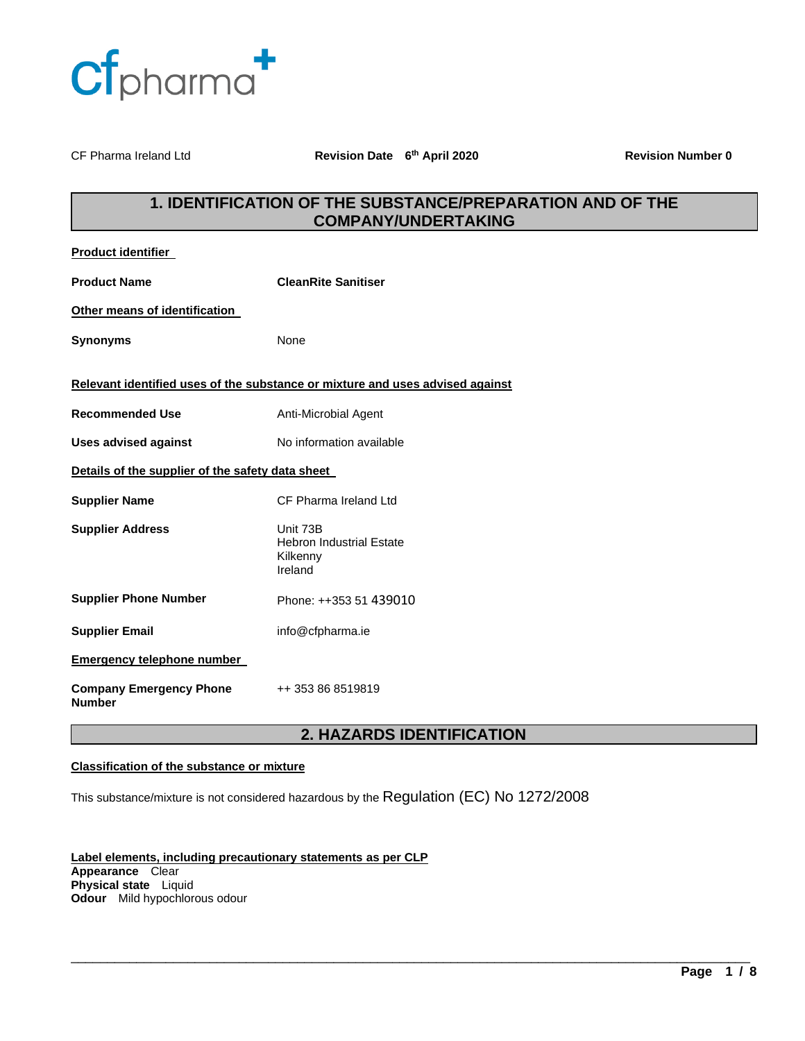cfpharma

CF Pharma Ireland Ltd | **Revision Date 6th April 2020** | **Revision Number 0**

## 1. IDENTIFICATION OF THE SUBSTANCE/PREPARATION AND OF THE COMPANY/UNDERTAKING

**Product identifier**

**Product Name** **CleanRite Sanitiser**

**Other means of identification**

**Synonyms** None

**Relevant identified uses of the substance or mixture and uses advised against**

**Recommended Use** Anti-Microbial Agent

**Uses advised against** No information available

**Details of the supplier of the safety data sheet**

**Supplier Name** CF Pharma Ireland Ltd

**Supplier Address** Unit 73B
Hebron Industrial Estate
Kilkenny
Ireland

**Supplier Phone Number** Phone: ++353 51 439010

**Supplier Email** info@cfpharma.ie

**Emergency telephone number**

**Company Emergency Phone Number** ++ 353 86 8519819

## 2. HAZARDS IDENTIFICATION

**Classification of the substance or mixture**

This substance/mixture is not considered hazardous by the Regulation (EC) No 1272/2008

**Label elements, including precautionary statements as per CLP**
**Appearance** Clear
**Physical state** Liquid
**Odour** Mild hypochlorous odour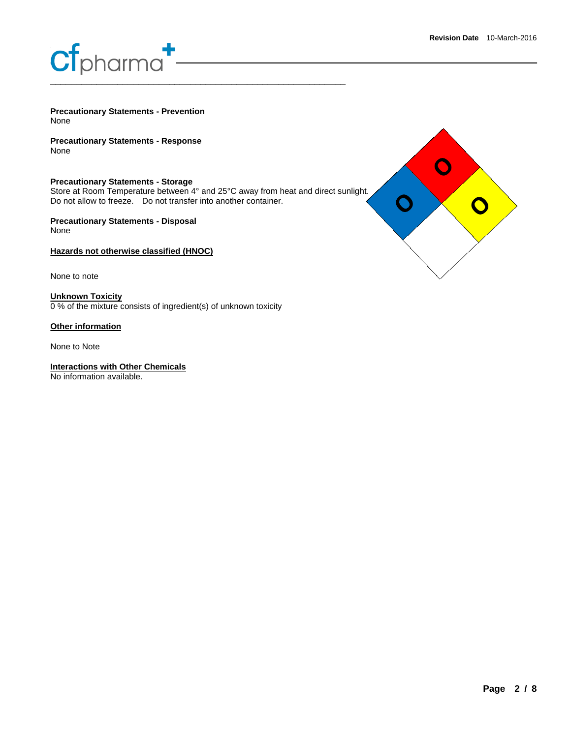**Precautionary Statements - Prevention**
None

**Precautionary Statements - Response**
None

**Precautionary Statements - Storage**
Store at Room Temperature between 4° and 25°C away from heat and direct sunlight. Do not allow to freeze. Do not transfer into another container.

**Precautionary Statements - Disposal**
None

**Hazards not otherwise classified (HNOC)**

None to note

**Unknown Toxicity**
0 % of the mixture consists of ingredient(s) of unknown toxicity

**Other information**

None to Note

**Interactions with Other Chemicals**
No information available.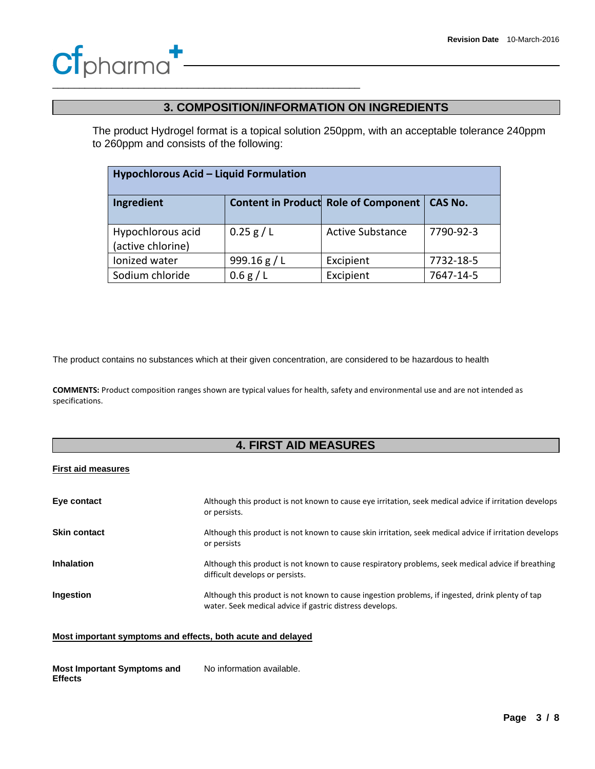## 3. COMPOSITION/INFORMATION ON INGREDIENTS

The product Hydrogel format is a topical solution 250ppm, with an acceptable tolerance 240ppm to 260ppm and consists of the following:

| Hypochlorous Acid – Liquid Formulation | | | |
|---|---|---|---|
| **Ingredient** | **Content in Product** | **Role of Component** | **CAS No.** |
| Hypochlorous acid (active chlorine) | 0.25 g / L | Active Substance | 7790-92-3 |
| Ionized water | 999.16 g / L | Excipient | 7732-18-5 |
| Sodium chloride | 0.6 g / L | Excipient | 7647-14-5 |

The product contains no substances which at their given concentration, are considered to be hazardous to health

**COMMENTS:** Product composition ranges shown are typical values for health, safety and environmental use and are not intended as specifications.

## 4. FIRST AID MEASURES

**First aid measures**

**Eye contact** Although this product is not known to cause eye irritation, seek medical advice if irritation develops or persists.

**Skin contact** Although this product is not known to cause skin irritation, seek medical advice if irritation develops or persists

**Inhalation** Although this product is not known to cause respiratory problems, seek medical advice if breathing difficult develops or persists.

**Ingestion** Although this product is not known to cause ingestion problems, if ingested, drink plenty of tap water. Seek medical advice if gastric distress develops.

**Most important symptoms and effects, both acute and delayed**

**Most Important Symptoms and Effects** No information available.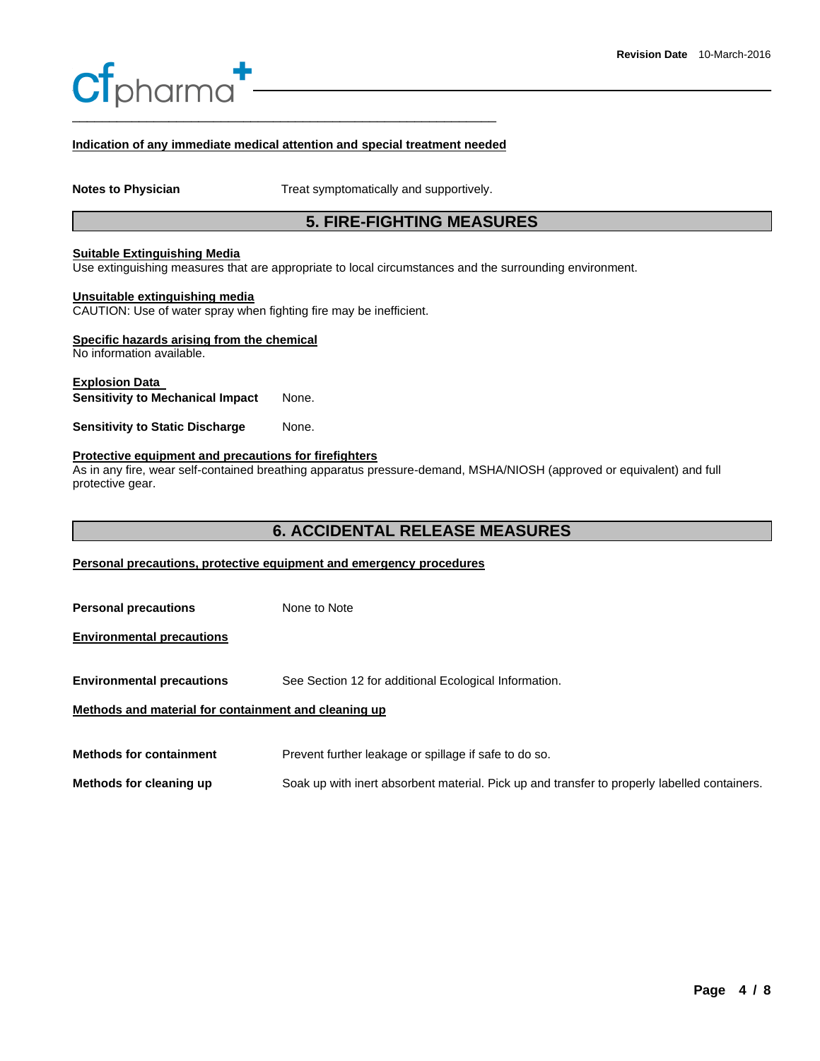**Indication of any immediate medical attention and special treatment needed**

**Notes to Physician** Treat symptomatically and supportively.

## 5. FIRE-FIGHTING MEASURES

**Suitable Extinguishing Media**
Use extinguishing measures that are appropriate to local circumstances and the surrounding environment.

**Unsuitable extinguishing media**
CAUTION: Use of water spray when fighting fire may be inefficient.

**Specific hazards arising from the chemical**
No information available.

**Explosion Data**

**Sensitivity to Mechanical Impact** None.

**Sensitivity to Static Discharge** None.

**Protective equipment and precautions for firefighters**
As in any fire, wear self-contained breathing apparatus pressure-demand, MSHA/NIOSH (approved or equivalent) and full protective gear.

## 6. ACCIDENTAL RELEASE MEASURES

**Personal precautions, protective equipment and emergency procedures**

**Personal precautions** None to Note

**Environmental precautions**

**Environmental precautions** See Section 12 for additional Ecological Information.

**Methods and material for containment and cleaning up**

**Methods for containment** Prevent further leakage or spillage if safe to do so.

**Methods for cleaning up** Soak up with inert absorbent material. Pick up and transfer to properly labelled containers.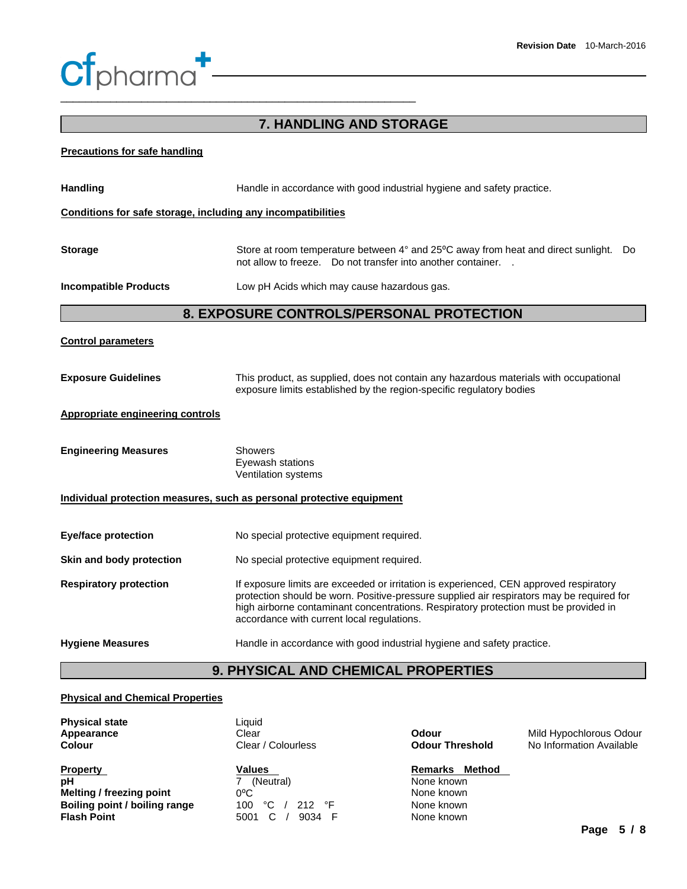## 7. HANDLING AND STORAGE

**Precautions for safe handling**

**Handling** Handle in accordance with good industrial hygiene and safety practice.

**Conditions for safe storage, including any incompatibilities**

**Storage** Store at room temperature between 4° and 25ºC away from heat and direct sunlight. Do not allow to freeze. Do not transfer into another container. .

**Incompatible Products** Low pH Acids which may cause hazardous gas.

## 8. EXPOSURE CONTROLS/PERSONAL PROTECTION

**Control parameters**

**Exposure Guidelines** This product, as supplied, does not contain any hazardous materials with occupational exposure limits established by the region-specific regulatory bodies

**Appropriate engineering controls**

**Engineering Measures**
Showers
Eyewash stations
Ventilation systems

**Individual protection measures, such as personal protective equipment**

**Eye/face protection** No special protective equipment required.

**Skin and body protection** No special protective equipment required.

**Respiratory protection** If exposure limits are exceeded or irritation is experienced, CEN approved respiratory protection should be worn. Positive-pressure supplied air respirators may be required for high airborne contaminant concentrations. Respiratory protection must be provided in accordance with current local regulations.

**Hygiene Measures** Handle in accordance with good industrial hygiene and safety practice.

## 9. PHYSICAL AND CHEMICAL PROPERTIES

**Physical and Chemical Properties**

| | | | |
|---|---|---|---|
| **Physical state** | Liquid | | |
| **Appearance** | Clear | **Odour** | Mild Hypochlorous Odour |
| **Colour** | Clear / Colourless | **Odour Threshold** | No Information Available |

| **Property** | **Values** | **Remarks Method** |
|---|---|---|
| **pH** | 7 (Neutral) | None known |
| **Melting / freezing point** | 0ºC | None known |
| **Boiling point / boiling range** | 100 °C / 212 °F | None known |
| **Flash Point** | 5001 C / 9034 F | None known |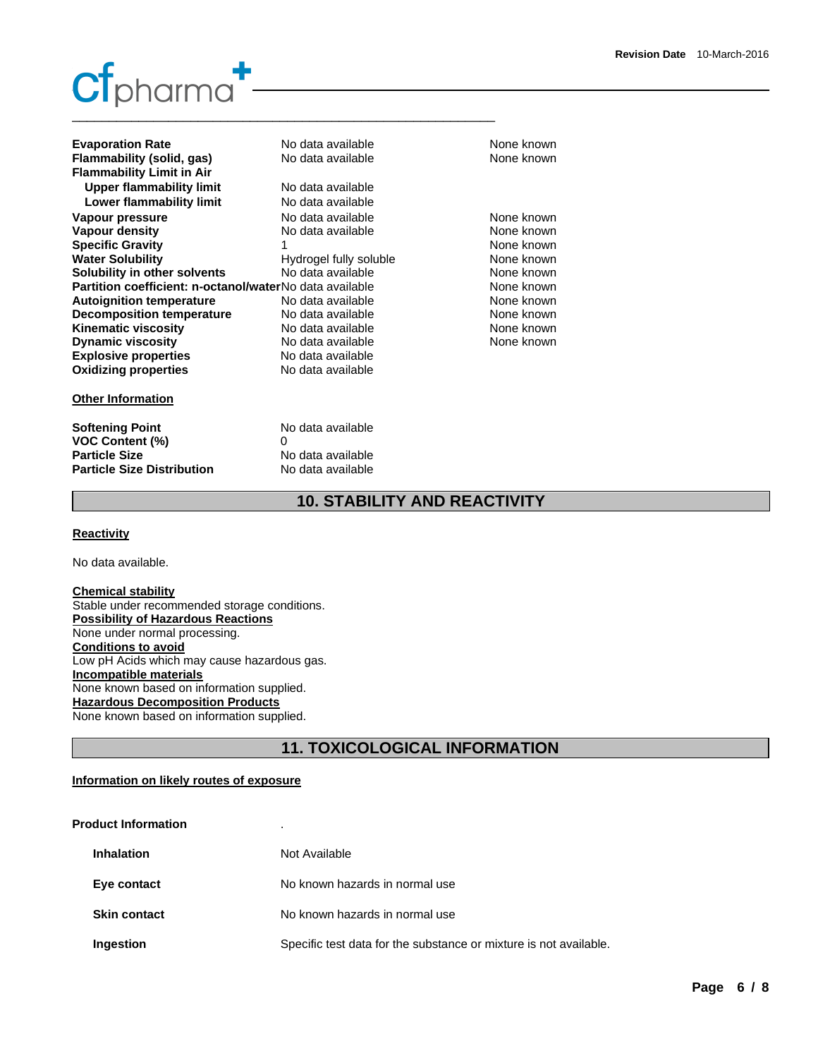| | | |
|---|---|---|
| **Evaporation Rate** | No data available | None known |
| **Flammability (solid, gas)** | No data available | None known |
| **Flammability Limit in Air** | | |
| **Upper flammability limit** | No data available | |
| **Lower flammability limit** | No data available | |
| **Vapour pressure** | No data available | None known |
| **Vapour density** | No data available | None known |
| **Specific Gravity** | 1 | None known |
| **Water Solubility** | Hydrogel fully soluble | None known |
| **Solubility in other solvents** | No data available | None known |
| **Partition coefficient: n-octanol/water** | No data available | None known |
| **Autoignition temperature** | No data available | None known |
| **Decomposition temperature** | No data available | None known |
| **Kinematic viscosity** | No data available | None known |
| **Dynamic viscosity** | No data available | None known |
| **Explosive properties** | No data available | |
| **Oxidizing properties** | No data available | |

**Other Information**

| | |
|---|---|
| **Softening Point** | No data available |
| **VOC Content (%)** | 0 |
| **Particle Size** | No data available |
| **Particle Size Distribution** | No data available |

## 10. STABILITY AND REACTIVITY

**Reactivity**

No data available.

**Chemical stability**
Stable under recommended storage conditions.
**Possibility of Hazardous Reactions**
None under normal processing.
**Conditions to avoid**
Low pH Acids which may cause hazardous gas.
**Incompatible materials**
None known based on information supplied.
**Hazardous Decomposition Products**
None known based on information supplied.

## 11. TOXICOLOGICAL INFORMATION

**Information on likely routes of exposure**

**Product Information** .

| | |
|---|---|
| **Inhalation** | Not Available |
| **Eye contact** | No known hazards in normal use |
| **Skin contact** | No known hazards in normal use |
| **Ingestion** | Specific test data for the substance or mixture is not available. |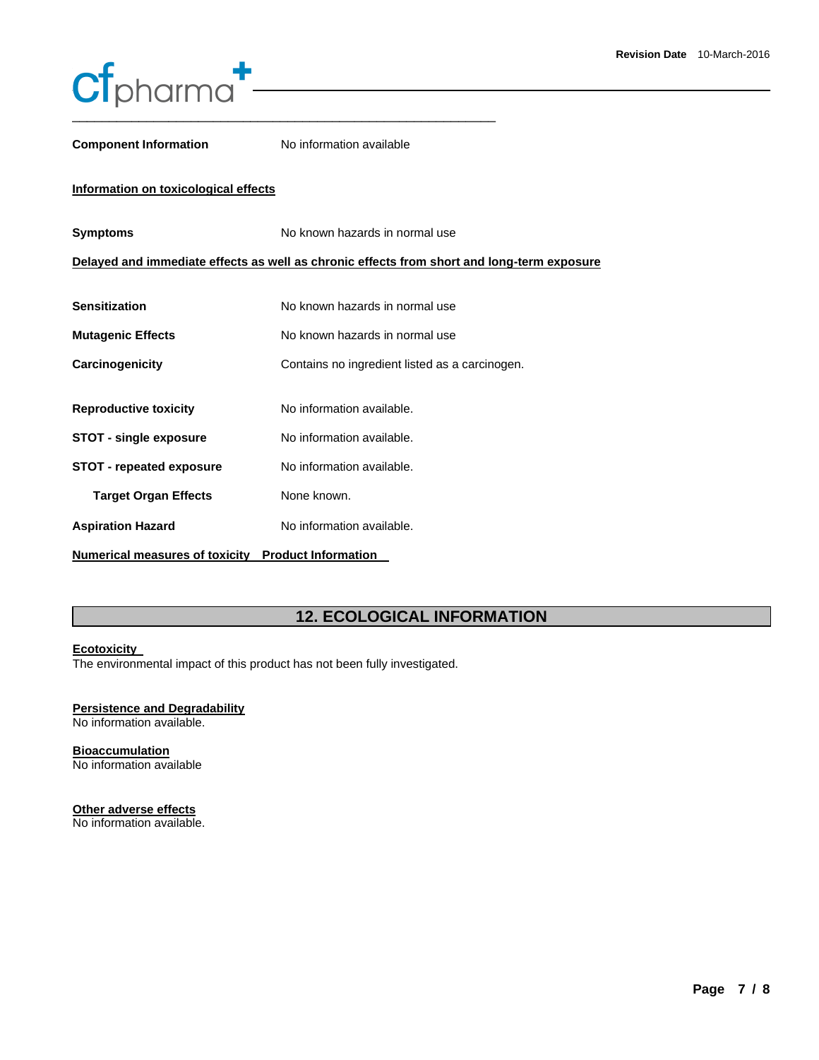**Component Information** No information available

**Information on toxicological effects**

**Symptoms** No known hazards in normal use

**Delayed and immediate effects as well as chronic effects from short and long-term exposure**

**Sensitization** No known hazards in normal use

**Mutagenic Effects** No known hazards in normal use

**Carcinogenicity** Contains no ingredient listed as a carcinogen.

**Reproductive toxicity** No information available.

**STOT - single exposure** No information available.

**STOT - repeated exposure** No information available.

**Target Organ Effects** None known.

**Aspiration Hazard** No information available.

**Numerical measures of toxicity Product Information**

## 12. ECOLOGICAL INFORMATION

**Ecotoxicity**
The environmental impact of this product has not been fully investigated.

**Persistence and Degradability**
No information available.

**Bioaccumulation**
No information available

**Other adverse effects**
No information available.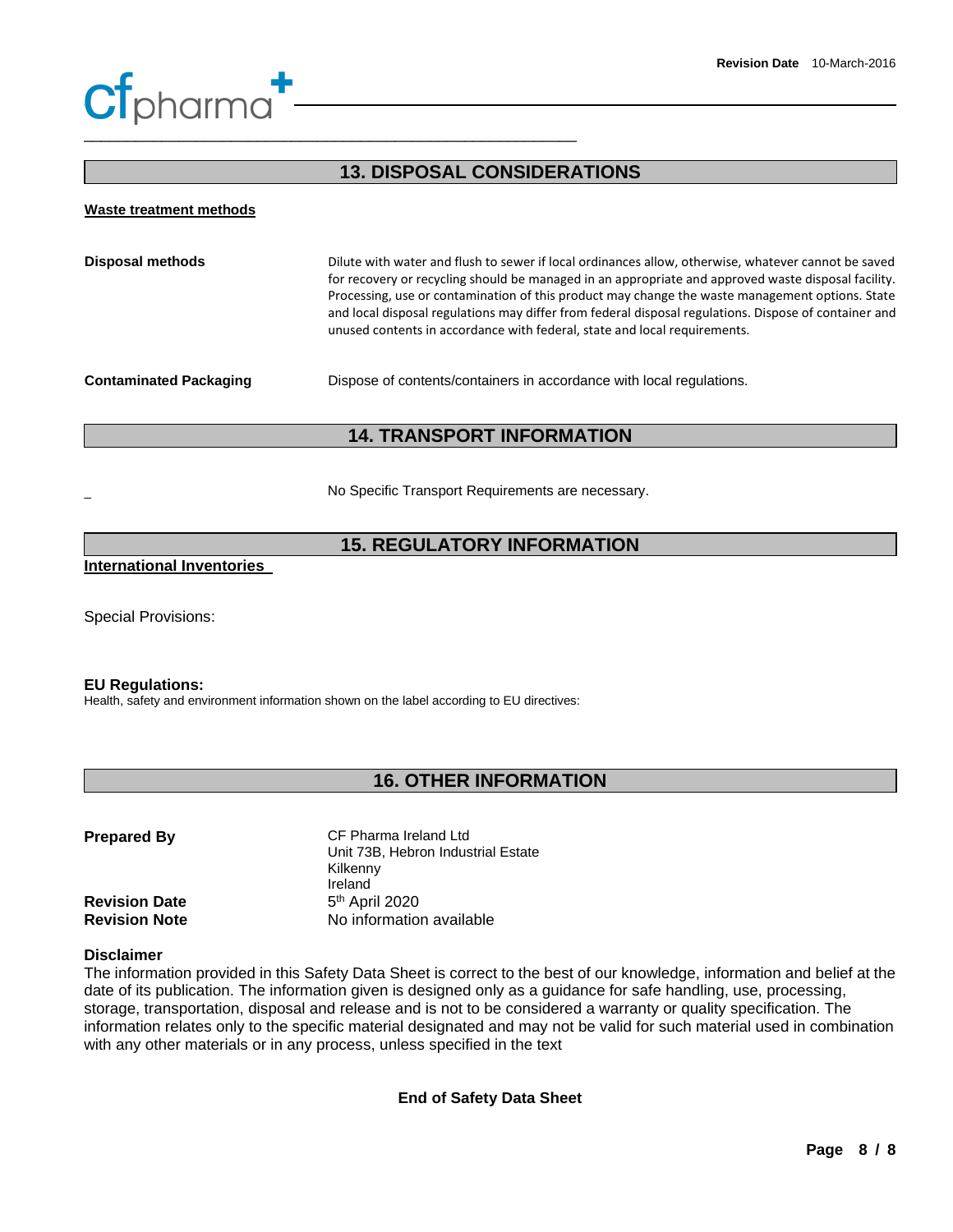## 13. DISPOSAL CONSIDERATIONS

**Waste treatment methods**

**Disposal methods**

Dilute with water and flush to sewer if local ordinances allow, otherwise, whatever cannot be saved for recovery or recycling should be managed in an appropriate and approved waste disposal facility. Processing, use or contamination of this product may change the waste management options. State and local disposal regulations may differ from federal disposal regulations. Dispose of container and unused contents in accordance with federal, state and local requirements.

**Contaminated Packaging**

Dispose of contents/containers in accordance with local regulations.

## 14. TRANSPORT INFORMATION

No Specific Transport Requirements are necessary.

## 15. REGULATORY INFORMATION

**International Inventories**

Special Provisions:

**EU Regulations:**

Health, safety and environment information shown on the label according to EU directives:

## 16. OTHER INFORMATION

**Prepared By**

CF Pharma Ireland Ltd
Unit 73B, Hebron Industrial Estate
Kilkenny
Ireland

**Revision Date** 5th April 2020

**Revision Note** No information available

**Disclaimer**

The information provided in this Safety Data Sheet is correct to the best of our knowledge, information and belief at the date of its publication. The information given is designed only as a guidance for safe handling, use, processing, storage, transportation, disposal and release and is not to be considered a warranty or quality specification. The information relates only to the specific material designated and may not be valid for such material used in combination with any other materials or in any process, unless specified in the text

**End of Safety Data Sheet**